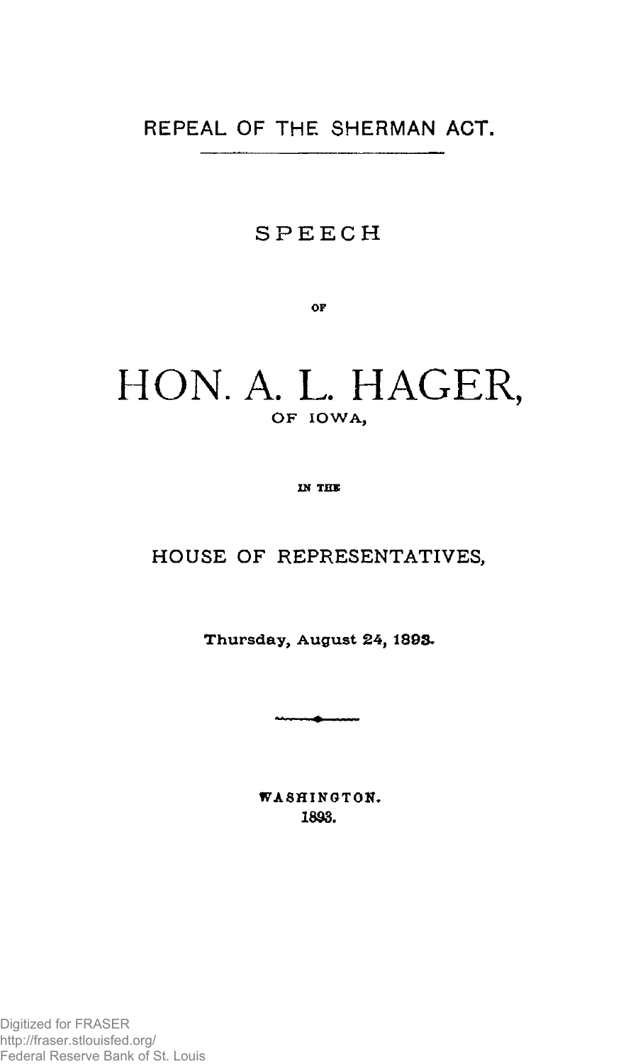# REPEAL OF THE SHERMAN ACT.

## SPEECH

OF

# HON. A. L. HAGER,

OF IOWA,

IN THE

## HOUSE OF REPRESENTATIVES,

**Thursday, August 24, 1893.**

WASHINGTON.
1893.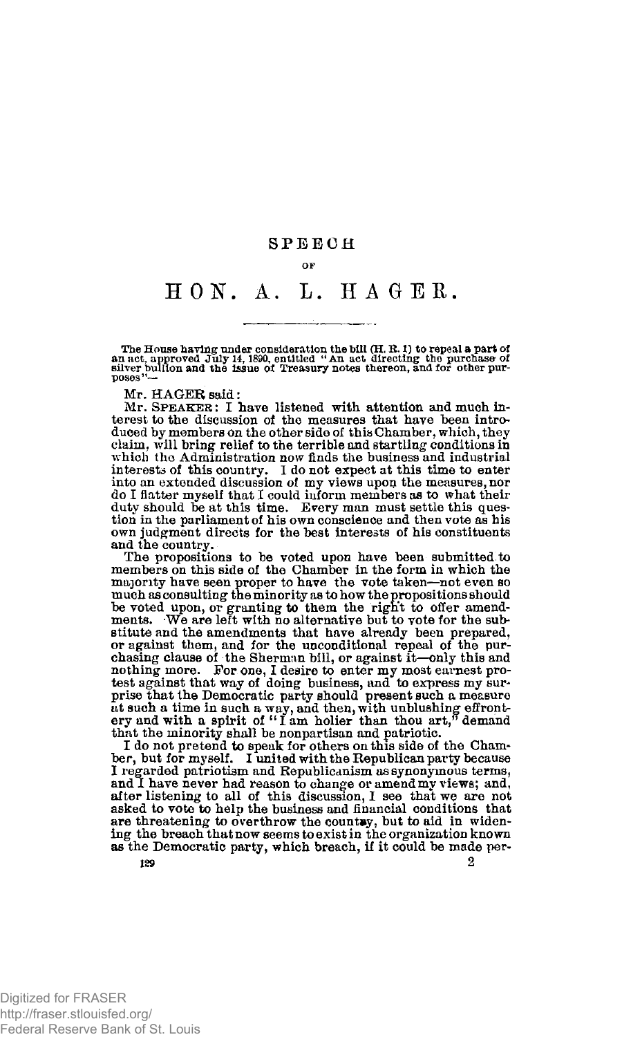# SPEECH

OF

# HON. A. L. HAGER.

The House having under consideration the bill (H. R. 1) to repeal a part of an act, approved July 14, 1890, entitled "An act directing the purchase of silver bullion and the issue of Treasury notes thereon, and for other purposes"—

Mr. HAGER said:

Mr. SPEAKER: I have listened with attention and much interest to the discussion of the measures that have been introduced by members on the other side of this Chamber, which, they claim, will bring relief to the terrible and startling conditions in which the Administration now finds the business and industrial interests of this country. I do not expect at this time to enter into an extended discussion of my views upon the measures, nor do I flatter myself that I could inform members as to what their duty should be at this time. Every man must settle this question in the parliament of his own conscience and then vote as his own judgment directs for the best interests of his constituents and the country.

The propositions to be voted upon have been submitted to members on this side of the Chamber in the form in which the majority have seen proper to have the vote taken—not even so much as consulting the minority as to how the propositions should be voted upon, or granting to them the right to offer amendments. We are left with no alternative but to vote for the substitute and the amendments that have already been prepared, or against them, and for the unconditional repeal of the purchasing clause of the Sherman bill, or against it—only this and nothing more. For one, I desire to enter my most earnest protest against that way of doing business, and to express my surprise that the Democratic party should present such a measure at such a time in such a way, and then, with unblushing effrontery and with a spirit of "I am holier than thou art," demand that the minority shall be nonpartisan and patriotic.

I do not pretend to speak for others on this side of the Chamber, but for myself. I united with the Republican party because I regarded patriotism and Republicanism as synonymous terms, and I have never had reason to change or amend my views; and, after listening to all of this discussion, I see that we are not asked to vote to help the business and financial conditions that are threatening to overthrow the country, but to aid in widening the breach that now seems to exist in the organization known as the Democratic party, which breach, if it could be made per-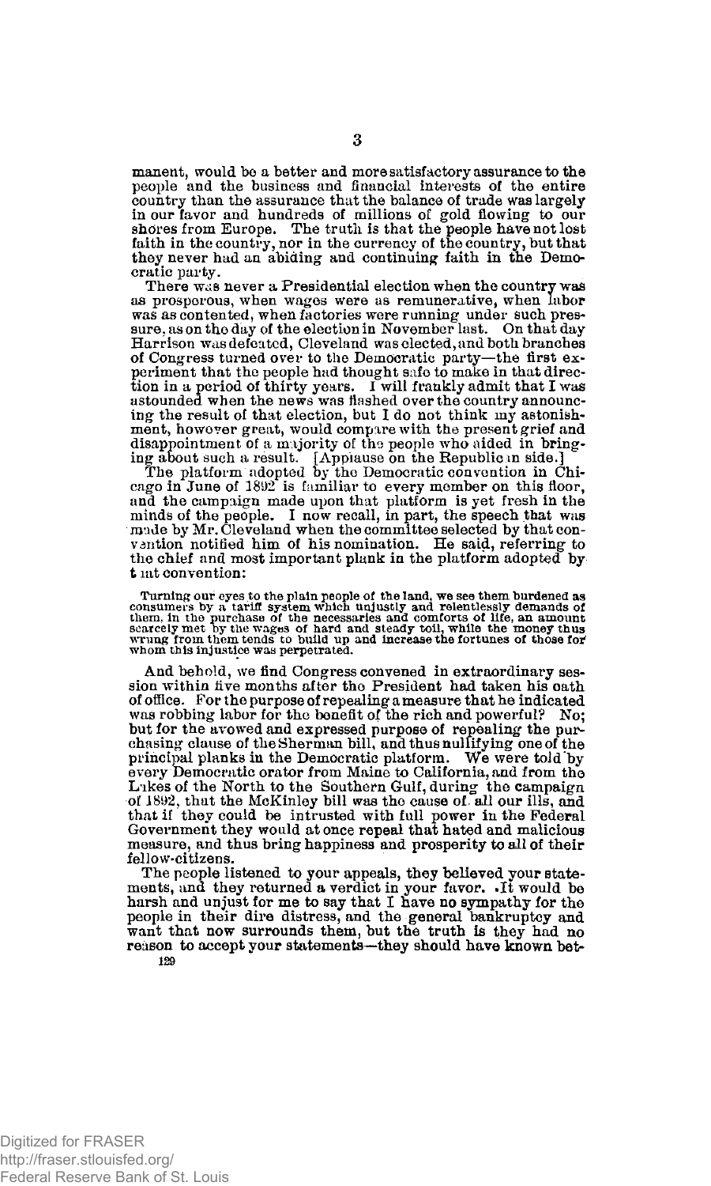manent, would be a better and more satisfactory assurance to the people and the business and financial interests of the entire country than the assurance that the balance of trade was largely in our favor and hundreds of millions of gold flowing to our shores from Europe. The truth is that the people have not lost faith in the country, nor in the currency of the country, but that they never had an abiding and continuing faith in the Democratic party.

There was never a Presidential election when the country was as prosperous, when wages were as remunerative, when labor was as contented, when factories were running under such pressure, as on the day of the election in November last. On that day Harrison was defeated, Cleveland was elected, and both branches of Congress turned over to the Democratic party—the first experiment that the people had thought safe to make in that direction in a period of thirty years. I will frankly admit that I was astounded when the news was flashed over the country announcing the result of that election, but I do not think my astonishment, however great, would compare with the present grief and disappointment of a majority of the people who aided in bringing about such a result. [Applause on the Republican side.]

The platform adopted by the Democratic convention in Chicago in June of 1892 is familiar to every member on this floor, and the campaign made upon that platform is yet fresh in the minds of the people. I now recall, in part, the speech that was made by Mr. Cleveland when the committee selected by that convention notified him of his nomination. He said, referring to the chief and most important plank in the platform adopted by that convention:

> Turning our eyes to the plain people of the land, we see them burdened as consumers by a tariff system which unjustly and relentlessly demands of them, in the purchase of the necessaries and comforts of life, an amount scarcely met by the wages of hard and steady toil, while the money thus wrung from them tends to build up and increase the fortunes of those for whom this injustice was perpetrated.

And behold, we find Congress convened in extraordinary session within five months after the President had taken his oath of office. For the purpose of repealing a measure that he indicated was robbing labor for the benefit of the rich and powerful? No; but for the avowed and expressed purpose of repealing the purchasing clause of the Sherman bill, and thus nullifying one of the principal planks in the Democratic platform. We were told by every Democratic orator from Maine to California, and from the Lakes of the North to the Southern Gulf, during the campaign of 1892, that the McKinley bill was the cause of all our ills, and that if they could be intrusted with full power in the Federal Government they would at once repeal that hated and malicious measure, and thus bring happiness and prosperity to all of their fellow-citizens.

The people listened to your appeals, they believed your statements, and they returned a verdict in your favor. It would be harsh and unjust for me to say that I have no sympathy for the people in their dire distress, and the general bankruptcy and want that now surrounds them, but the truth is they had no reason to accept your statements—they should have known bet-

129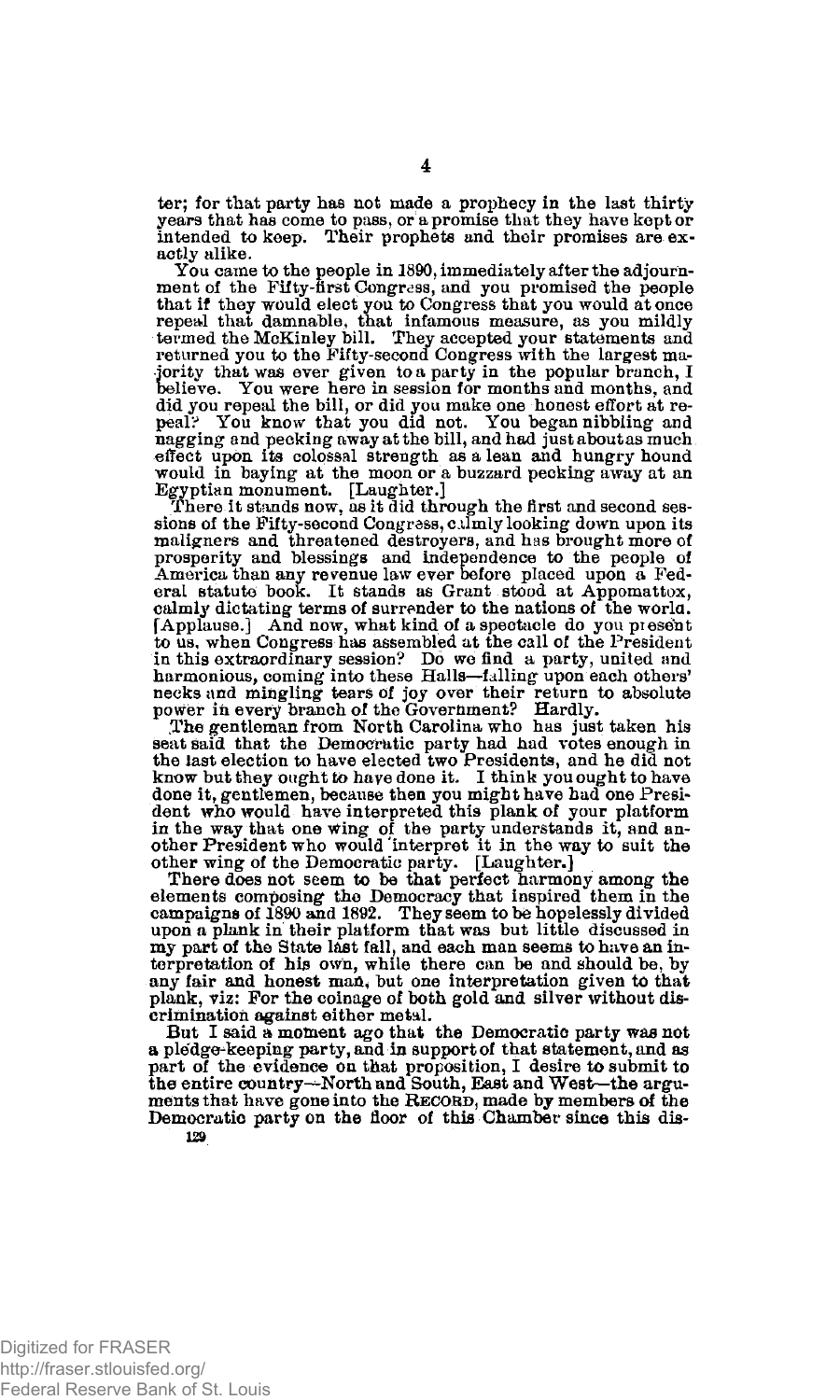ter; for that party has not made a prophecy in the last thirty years that has come to pass, or a promise that they have kept or intended to keep. Their prophets and their promises are exactly alike.

You came to the people in 1890, immediately after the adjournment of the Fifty-first Congress, and you promised the people that if they would elect you to Congress that you would at once repeal that damnable, that infamous measure, as you mildly termed the McKinley bill. They accepted your statements and returned you to the Fifty-second Congress with the largest majority that was ever given to a party in the popular branch, I believe. You were here in session for months and months, and did you repeal the bill, or did you make one honest effort at repeal? You know that you did not. You began nibbling and nagging and pecking away at the bill, and had just about as much effect upon its colossal strength as a lean and hungry hound would in baying at the moon or a buzzard pecking away at an Egyptian monument. [Laughter.]

There it stands now, as it did through the first and second sessions of the Fifty-second Congress, calmly looking down upon its maligners and threatened destroyers, and has brought more of prosperity and blessings and independence to the people of America than any revenue law ever before placed upon a Federal statute book. It stands as Grant stood at Appomattox, calmly dictating terms of surrender to the nations of the world. [Applause.] And now, what kind of a spectacle do you present to us, when Congress has assembled at the call of the President in this extraordinary session? Do we find a party, united and harmonious, coming into these Halls—falling upon each others' necks and mingling tears of joy over their return to absolute power in every branch of the Government? Hardly.

The gentleman from North Carolina who has just taken his seat said that the Democratic party had had votes enough in the last election to have elected two Presidents, and he did not know but they ought to have done it. I think you ought to have done it, gentlemen, because then you might have had one President who would have interpreted this plank of your platform in the way that one wing of the party understands it, and another President who would interpret it in the way to suit the other wing of the Democratic party. [Laughter.]

There does not seem to be that perfect harmony among the elements composing the Democracy that inspired them in the campaigns of 1890 and 1892. They seem to be hopelessly divided upon a plank in their platform that was but little discussed in my part of the State last fall, and each man seems to have an interpretation of his own, while there can be and should be, by any fair and honest man, but one interpretation given to that plank, viz: For the coinage of both gold and silver without discrimination against either metal.

But I said a moment ago that the Democratic party was not a pledge-keeping party, and in support of that statement, and as part of the evidence on that proposition, I desire to submit to the entire country—North and South, East and West—the arguments that have gone into the RECORD, made by members of the Democratic party on the floor of this Chamber since this dis-

129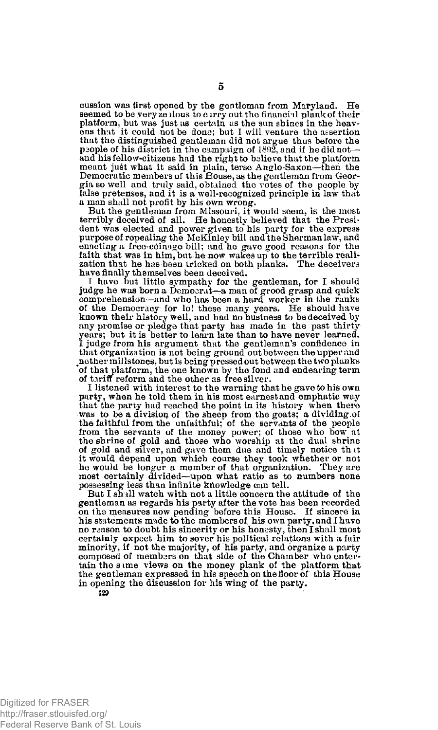cussion was first opened by the gentleman from Maryland. He seemed to be very zealous to carry out the financial plank of their platform, but was just as certain as the sun shines in the heavens that it could not be done; but I will venture the assertion that the distinguished gentleman did not argue thus before the people of his district in the campaign of 1892, and if he did not—and his fellow-citizens had the right to believe that the platform meant just what it said in plain, terse Anglo-Saxon—then the Democratic members of this House, as the gentleman from Georgia so well and truly said, obtained the votes of the people by false pretenses, and it is a well-recognized principle in law that a man shall not profit by his own wrong.

But the gentleman from Missouri, it would seem, is the most terribly deceived of all. He honestly believed that the President was elected and power given to his party for the express purpose of repealing the McKinley bill and the Sherman law, and enacting a free-coinage bill; and he gave good reasons for the faith that was in him, but he now wakes up to the terrible realization that he has been tricked on both planks. The deceivers have finally themselves been deceived.

I have but little sympathy for the gentleman, for I should judge he was born a Democrat—a man of grood grasp and quick comprehension—and who has been a hard worker in the ranks of the Democracy for lo! these many years. He should have known their history well, and had no business to be deceived by any promise or pledge that party has made in the past thirty years; but it is better to learn late than to have never learned. I judge from his argument that the gentleman's confidence in that organization is not being ground out between the upper and nether millstones, but is being pressed out between the two planks of that platform, the one known by the fond and endearing term of tariff reform and the other as free silver.

I listened with interest to the warning that he gave to his own party, when he told them in his most earnest and emphatic way that the party had reached the point in its history when there was to be a division of the sheep from the goats; a dividing of the faithful from the unfaithful; of the servants of the people from the servants of the money power; of those who bow at the shrine of gold and those who worship at the dual shrine of gold and silver, and gave them due and timely notice that it would depend upon which course they took whether or not he would be longer a member of that organization. They are most certainly divided—upon what ratio as to numbers none possessing less than infinite knowledge can tell.

But I shall watch with not a little concern the attitude of the gentleman as regards his party after the vote has been recorded on the measures now pending before this House. If sincere in his statements made to the members of his own party, and I have no reason to doubt his sincerity or his honesty, then I shall most certainly expect him to sever his political relations with a fair minority, if not the majority, of his party, and organize a party composed of members on that side of the Chamber who entertain the same views on the money plank of the platform that the gentleman expressed in his speech on the floor of this House in opening the discussion for his wing of the party.

129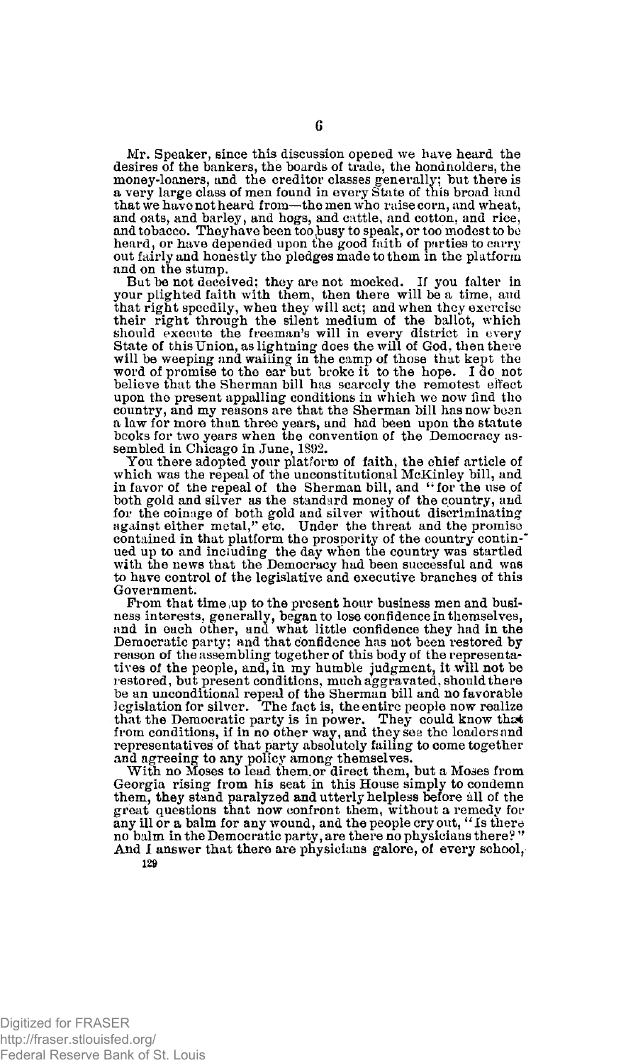Mr. Speaker, since this discussion opened we have heard the desires of the bankers, the boards of trade, the bondholders, the money-loaners, and the creditor classes generally; but there is a very large class of men found in every State of this broad land that we have not heard from—the men who raise corn, and wheat, and oats, and barley, and hogs, and cattle, and cotton, and rice, and tobacco. They have been too busy to speak, or too modest to be heard, or have depended upon the good faith of parties to carry out fairly and honestly the pledges made to them in the platform and on the stump.

But be not deceived; they are not mocked. If you falter in your plighted faith with them, then there will be a time, and that right speedily, when they will act; and when they exercise their right through the silent medium of the ballot, which should execute the freeman's will in every district in every State of this Union, as lightning does the will of God, then there will be weeping and wailing in the camp of those that kept the word of promise to the ear but broke it to the hope. I do not believe that the Sherman bill has scarcely the remotest effect upon the present appalling conditions in which we now find the country, and my reasons are that the Sherman bill has now been a law for more than three years, and had been upon the statute books for two years when the convention of the Democracy assembled in Chicago in June, 1892.

You there adopted your platform of faith, the chief article of which was the repeal of the unconstitutional McKinley bill, and in favor of the repeal of the Sherman bill, and "for the use of both gold and silver as the standard money of the country, and for the coinage of both gold and silver without discriminating against either metal," etc. Under the threat and the promise contained in that platform the prosperity of the country continued up to and including the day when the country was startled with the news that the Democracy had been successful and was to have control of the legislative and executive branches of this Government.

From that time up to the present hour business men and business interests, generally, began to lose confidence in themselves, and in each other, and what little confidence they had in the Democratic party; and that confidence has not been restored by reason of the assembling together of this body of the representatives of the people, and, in my humble judgment, it will not be restored, but present conditions, much aggravated, should there be an unconditional repeal of the Sherman bill and no favorable legislation for silver. The fact is, the entire people now realize that the Democratic party is in power. They could know that from conditions, if in no other way, and they see the leaders and representatives of that party absolutely failing to come together and agreeing to any policy among themselves.

With no Moses to lead them or direct them, but a Moses from Georgia rising from his seat in this House simply to condemn them, they stand paralyzed and utterly helpless before all of the great questions that now confront them, without a remedy for any ill or a balm for any wound, and the people cry out, "Is there no balm in the Democratic party, are there no physicians there?" And I answer that there are physicians galore, of every school,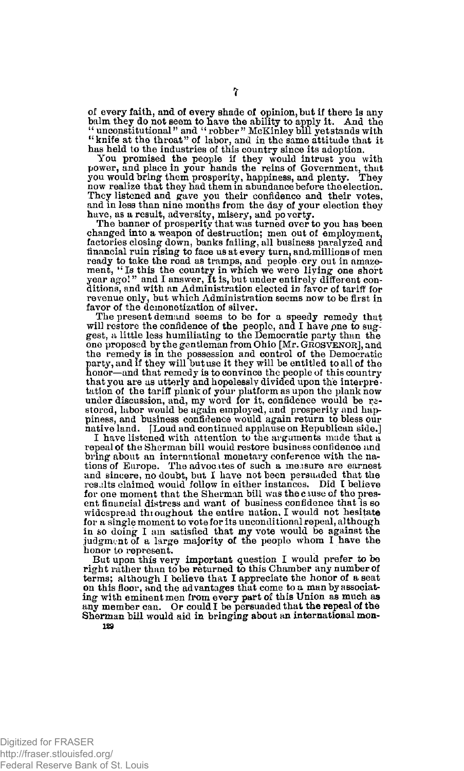of every faith, and of every shade of opinion, but if there is any balm they do not seem to have the ability to apply it. And the "unconstitutional" and "robber" McKinley bill yet stands with "knife at the throat" of labor, and in the same attitude that it has held to the industries of this country since its adoption.

You promised the people if they would intrust you with power, and place in your hands the reins of Government, that you would bring them prosperity, happiness, and plenty. They now realize that they had them in abundance before the election. They listened and gave you their confidence and their votes, and in less than nine months from the day of your election they have, as a result, adversity, misery, and poverty.

The banner of prosperity that was turned over to you has been changed into a weapon of destruction; men out of employment, factories closing down, banks failing, all business paralyzed and financial ruin rising to face us at every turn, and millions of men ready to take the road as tramps, and people cry out in amazement, "Is this the country in which we were living one short year ago!" and I answer, It is, but under entirely different conditions, and with an Administration elected in favor of tariff for revenue only, but which Administration seems now to be first in favor of the demonetization of silver.

The present demand seems to be for a speedy remedy that will restore the confidence of the people, and I have one to suggest, a little less humiliating to the Democratic party than the one proposed by the gentleman from Ohio [Mr. GROSVENOR], and the remedy is in the possession and control of the Democratic party, and if they will but use it they will be entitled to all of the honor—and that remedy is to convince the people of this country that you are as utterly and hopelessly divided upon the interpretation of the tariff plank of your platform as upon the plank now under discussion, and, my word for it, confidence would be restored, labor would be again employed, and prosperity and happiness, and business confidence would again return to bless our native land. [Loud and continued applause on Republican side.]

I have listened with attention to the arguments made that a repeal of the Sherman bill would restore business confidence and bring about an international monetary conference with the nations of Europe. The advocates of such a measure are earnest and sincere, no doubt, but I have not been persuaded that the results claimed would follow in either instances. Did I believe for one moment that the Sherman bill was the cause of the present financial distress and want of business confidence that is so widespread throughout the entire nation, I would not hesitate for a single moment to vote for its unconditional repeal, although in so doing I am satisfied that my vote would be against the judgment of a large majority of the people whom I have the honor to represent.

But upon this very important question I would prefer to be right rather than to be returned to this Chamber any number of terms; although I believe that I appreciate the honor of a seat on this floor, and the advantages that come to a man by associating with eminent men from every part of this Union as much as any member can. Or could I be persuaded that the repeal of the Sherman bill would aid in bringing about an international mon-

129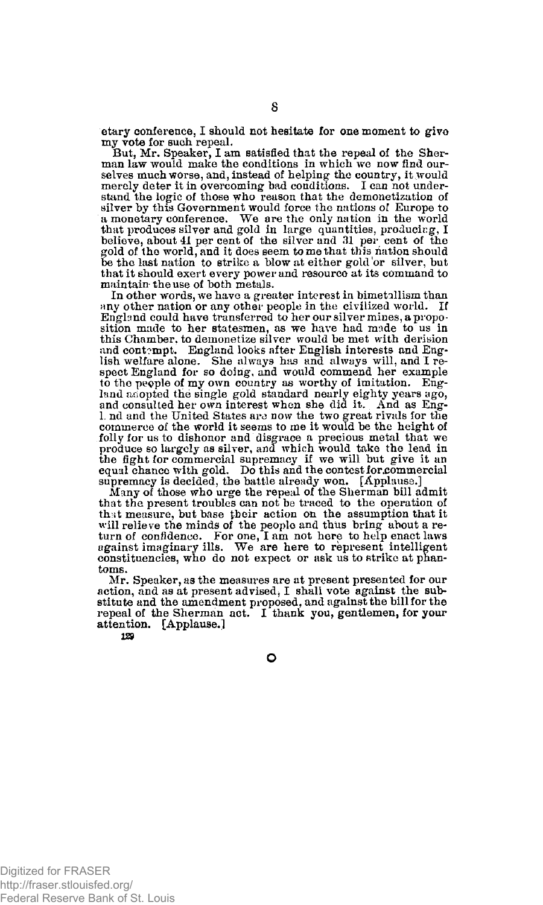etary conference, I should not hesitate for one moment to give my vote for such repeal.

But, Mr. Speaker, I am satisfied that the repeal of the Sherman law would make the conditions in which we now find ourselves much worse, and, instead of helping the country, it would merely deter it in overcoming bad conditions. I can not understand the logic of those who reason that the demonetization of silver by this Government would force the nations of Europe to a monetary conference. We are the only nation in the world that produces silver and gold in large quantities, producing, I believe, about 41 per cent of the silver and 31 per cent of the gold of the world, and it does seem to me that this nation should be the last nation to strike a blow at either gold or silver, but that it should exert every power and resource at its command to maintain the use of both metals.

In other words, we have a greater interest in bimetallism than any other nation or any other people in the civilized world. If England could have transferred to her our silver mines, a proposition made to her statesmen, as we have had made to us in this Chamber, to demonetize silver would be met with derision and contempt. England looks after English interests and English welfare alone. She always has and always will, and I respect England for so doing, and would commend her example to the people of my own country as worthy of imitation. England adopted the single gold standard nearly eighty years ago, and consulted her own interest when she did it. And as England and the United States are now the two great rivals for the commerce of the world it seems to me it would be the height of folly for us to dishonor and disgrace a precious metal that we produce so largely as silver, and which would take the lead in the fight for commercial supremacy if we will but give it an equal chance with gold. Do this and the contest for commercial supremacy is decided, the battle already won. [Applause.]

Many of those who urge the repeal of the Sherman bill admit that the present troubles can not be traced to the operation of that measure, but base their action on the assumption that it will relieve the minds of the people and thus bring about a return of confidence. For one, I am not here to help enact laws against imaginary ills. We are here to represent intelligent constituencies, who do not expect or ask us to strike at phantoms.

Mr. Speaker, as the measures are at present presented for our action, and as at present advised, I shall vote against the substitute and the amendment proposed, and against the bill for the repeal of the Sherman act. I thank you, gentlemen, for your attention. [Applause.]

129

O